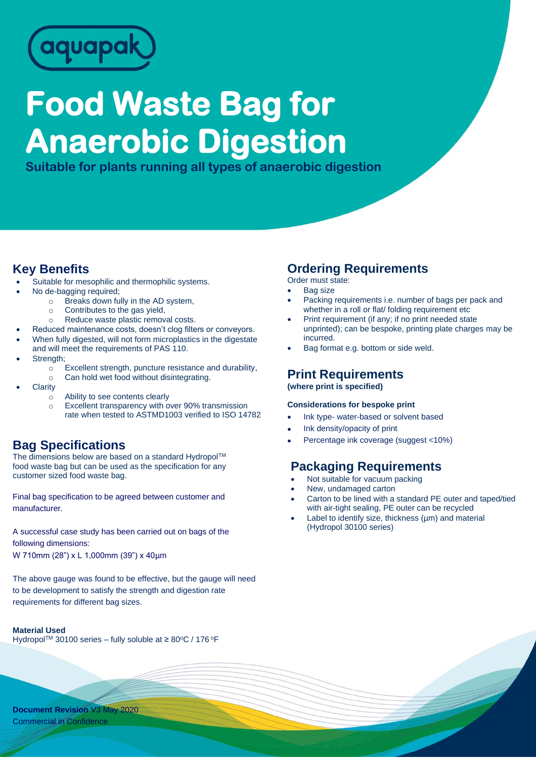aquapak

# Food Waste Bag for Anaerobic Digestion

**Suitable for plants running all types of anaerobic digestion**

## Key Benefits

- Suitable for mesophilic and thermophilic systems.
- No de-bagging required;
  - Breaks down fully in the AD system,
  - Contributes to the gas yield,
  - Reduce waste plastic removal costs.
- Reduced maintenance costs, doesn't clog filters or conveyors.
- When fully digested, will not form microplastics in the digestate and will meet the requirements of PAS 110.
- Strength;
  - Excellent strength, puncture resistance and durability,
  - Can hold wet food without disintegrating.
- Clarity
  - Ability to see contents clearly
  - Excellent transparency with over 90% transmission rate when tested to ASTMD1003 verified to ISO 14782

## Bag Specifications

The dimensions below are based on a standard Hydropol™ food waste bag but can be used as the specification for any customer sized food waste bag.

Final bag specification to be agreed between customer and manufacturer.

A successful case study has been carried out on bags of the following dimensions:
W 710mm (28") x L 1,000mm (39") x 40µm

The above gauge was found to be effective, but the gauge will need to be development to satisfy the strength and digestion rate requirements for different bag sizes.

**Material Used**
Hydropol™ 30100 series – fully soluble at ≥ 80°C / 176 °F

## Ordering Requirements

Order must state:

- Bag size
- Packing requirements i.e. number of bags per pack and whether in a roll or flat/ folding requirement etc
- Print requirement (if any; if no print needed state unprinted); can be bespoke, printing plate charges may be incurred.
- Bag format e.g. bottom or side weld.

## Print Requirements

**(where print is specified)**

**Considerations for bespoke print**

- Ink type- water-based or solvent based
- Ink density/opacity of print
- Percentage ink coverage (suggest <10%)

## Packaging Requirements

- Not suitable for vacuum packing
- New, undamaged carton
- Carton to be lined with a standard PE outer and taped/tied with air-tight sealing, PE outer can be recycled
- Label to identify size, thickness (µm) and material (Hydropol 30100 series)

**Document Revision** V3 May 2020
Commercial in Confidence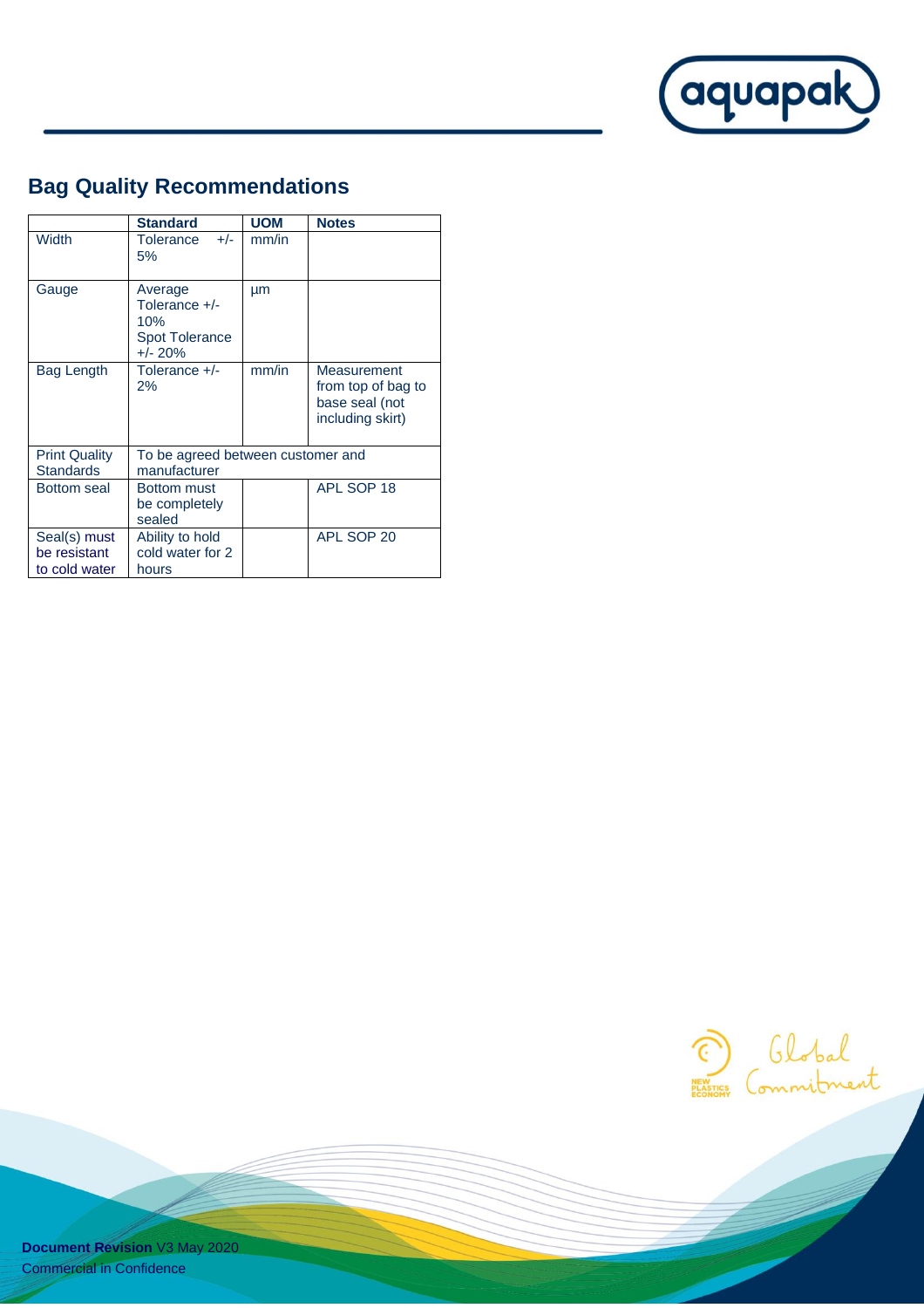## Bag Quality Recommendations

| | Standard | UOM | Notes |
|---|---|---|---|
| Width | Tolerance +/- 5% | mm/in | |
| Gauge | Average Tolerance +/- 10%<br>Spot Tolerance +/- 20% | µm | |
| Bag Length | Tolerance +/- 2% | mm/in | Measurement from top of bag to base seal (not including skirt) |
| Print Quality Standards | To be agreed between customer and manufacturer | | |
| Bottom seal | Bottom must be completely sealed | | APL SOP 18 |
| Seal(s) must be resistant to cold water | Ability to hold cold water for 2 hours | | APL SOP 20 |

**Document Revision** V3 May 2020
Commercial in Confidence